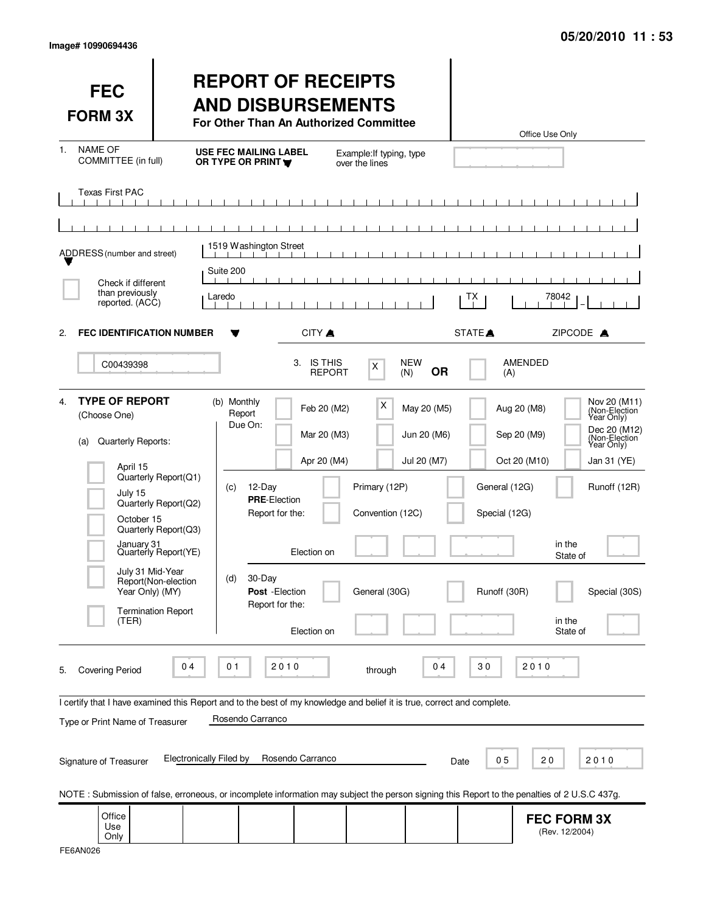Image# 10990694436

05/20/2010 11 : 53

# FEC FORM 3X

# REPORT OF RECEIPTS AND DISBURSEMENTS

**For Other Than An Authorized Committee**

Office Use Only

1. NAME OF COMMITTEE (in full)

**USE FEC MAILING LABEL OR TYPE OR PRINT**

Example: If typing, type over the lines

Texas First PAC

ADDRESS (number and street)

1519 Washington Street

Suite 200

[ ] Check if different than previously reported. (ACC)

Laredo | TX | 78042

CITY | STATE | ZIPCODE

2. **FEC IDENTIFICATION NUMBER**

C00439398

3. IS THIS REPORT [X] NEW (N) **OR** [ ] AMENDED (A)

4. **TYPE OF REPORT** (Choose One)

(a) Quarterly Reports:

- [ ] April 15 Quarterly Report (Q1)
- [ ] July 15 Quarterly Report (Q2)
- [ ] October 15 Quarterly Report (Q3)
- [ ] January 31 Quarterly Report (YE)
- [ ] July 31 Mid-Year Report (Non-election Year Only) (MY)
- [ ] Termination Report (TER)

(b) Monthly Report Due On:

- [ ] Feb 20 (M2)
- [ ] Mar 20 (M3)
- [ ] Apr 20 (M4)
- [X] May 20 (M5)
- [ ] Jun 20 (M6)
- [ ] Jul 20 (M7)
- [ ] Aug 20 (M8)
- [ ] Sep 20 (M9)
- [ ] Oct 20 (M10)
- [ ] Nov 20 (M11) (Non-Election Year Only)
- [ ] Dec 20 (M12) (Non-Election Year Only)
- [ ] Jan 31 (YE)

(c) 12-Day **PRE**-Election Report for the:

- [ ] Primary (12P)
- [ ] General (12G)
- [ ] Runoff (12R)
- [ ] Convention (12C)
- [ ] Special (12G)

Election on ____ in the State of ____

(d) 30-Day **Post**-Election Report for the:

- [ ] General (30G)
- [ ] Runoff (30R)
- [ ] Special (30S)

Election on ____ in the State of ____

5. Covering Period 04 01 2010 through 04 30 2010

I certify that I have examined this Report and to the best of my knowledge and belief it is true, correct and complete.

Type or Print Name of Treasurer: Rosendo Carranco

Signature of Treasurer: Electronically Filed by Rosendo Carranco

Date: 05 20 2010

NOTE : Submission of false, erroneous, or incomplete information may subject the person signing this Report to the penalties of 2 U.S.C 437g.

Office Use Only

**FEC FORM 3X** (Rev. 12/2004)

FE6AN026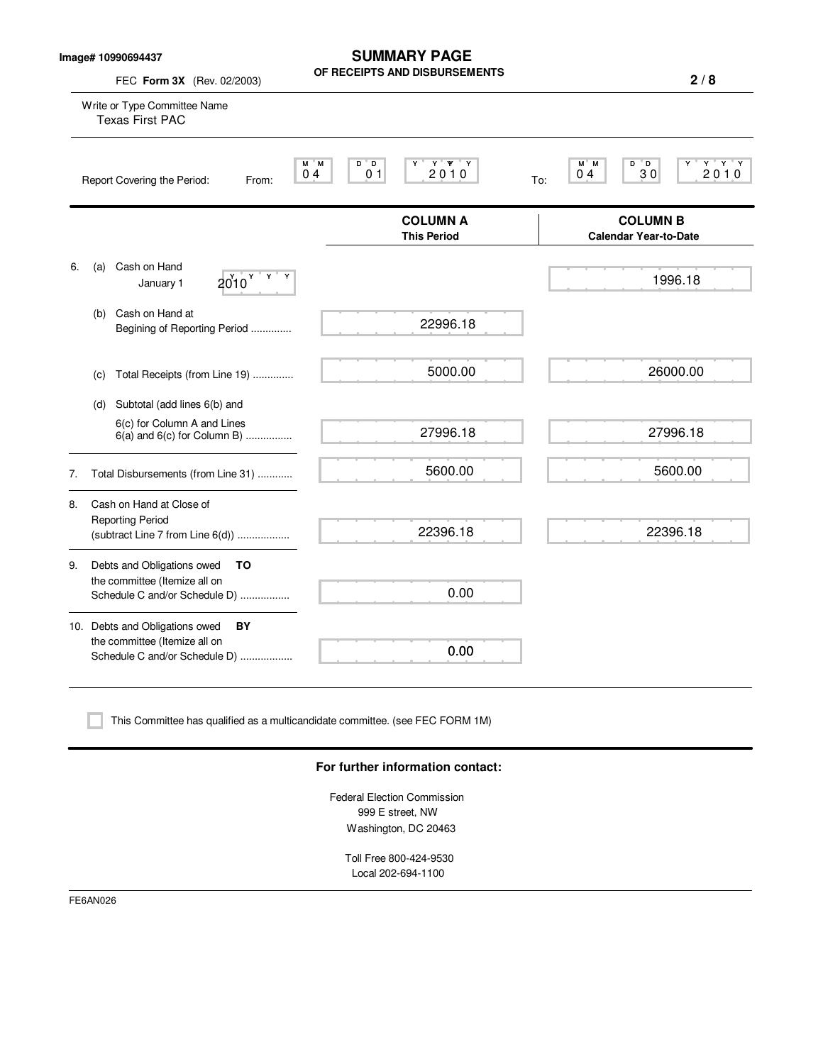Image# 10990694437

# SUMMARY PAGE
## OF RECEIPTS AND DISBURSEMENTS

FEC **Form 3X** (Rev. 02/2003)

Write or Type Committee Name
Texas First PAC

Report Covering the Period: From: 04 01 2010 To: 04 30 2010

| | COLUMN A This Period | COLUMN B Calendar Year-to-Date |
|---|---|---|
| 6. (a) Cash on Hand January 1 2010 | | 1996.18 |
| (b) Cash on Hand at Begining of Reporting Period .............. | 22996.18 | |
| (c) Total Receipts (from Line 19) .............. | 5000.00 | 26000.00 |
| (d) Subtotal (add lines 6(b) and 6(c) for Column A and Lines 6(a) and 6(c) for Column B) ................ | 27996.18 | 27996.18 |
| 7. Total Disbursements (from Line 31) ............ | 5600.00 | 5600.00 |
| 8. Cash on Hand at Close of Reporting Period (subtract Line 7 from Line 6(d)) .................. | 22396.18 | 22396.18 |
| 9. Debts and Obligations owed **TO** the committee (Itemize all on Schedule C and/or Schedule D) ................. | 0.00 | |
| 10. Debts and Obligations owed **BY** the committee (Itemize all on Schedule C and/or Schedule D) .................. | 0.00 | |

☐ This Committee has qualified as a multicandidate committee. (see FEC FORM 1M)

**For further information contact:**

Federal Election Commission
999 E street, NW
Washington, DC 20463

Toll Free 800-424-9530
Local 202-694-1100

FE6AN026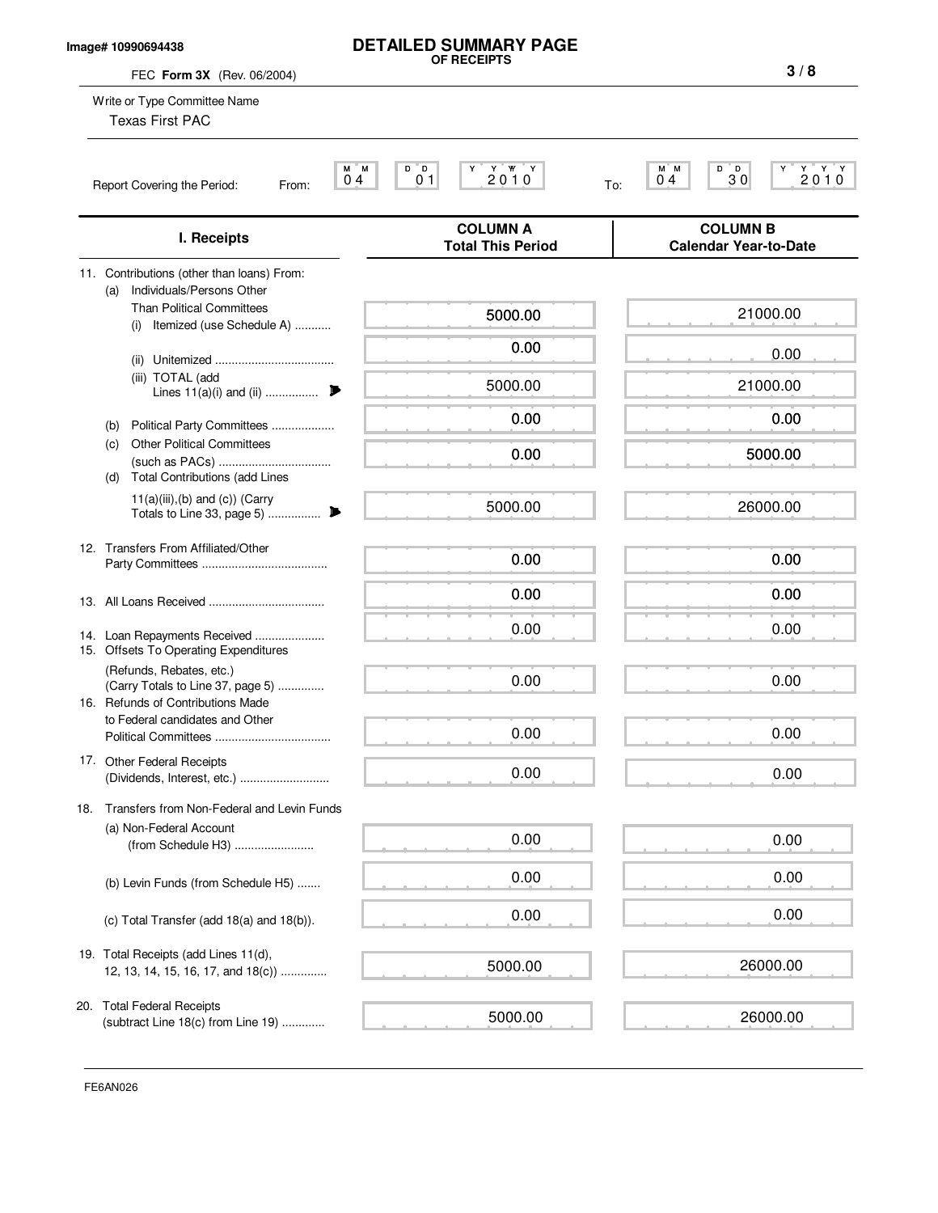Image# 10990694438

# DETAILED SUMMARY PAGE
## OF RECEIPTS

FEC **Form 3X** (Rev. 06/2004)

Write or Type Committee Name

Texas First PAC

Report Covering the Period: From: 04 01 2010 To: 04 30 2010

| I. Receipts | COLUMN A Total This Period | COLUMN B Calendar Year-to-Date |
|---|---|---|
| 11. Contributions (other than loans) From: | | |
| (a) Individuals/Persons Other Than Political Committees | | |
| (i) Itemized (use Schedule A) | 5000.00 | 21000.00 |
| (ii) Unitemized | 0.00 | 0.00 |
| (iii) TOTAL (add Lines 11(a)(i) and (ii) | 5000.00 | 21000.00 |
| (b) Political Party Committees | 0.00 | 0.00 |
| (c) Other Political Committees (such as PACs) | 0.00 | 5000.00 |
| (d) Total Contributions (add Lines 11(a)(iii),(b) and (c)) (Carry Totals to Line 33, page 5) | 5000.00 | 26000.00 |
| 12. Transfers From Affiliated/Other Party Committees | 0.00 | 0.00 |
| 13. All Loans Received | 0.00 | 0.00 |
| 14. Loan Repayments Received | 0.00 | 0.00 |
| 15. Offsets To Operating Expenditures (Refunds, Rebates, etc.) (Carry Totals to Line 37, page 5) | 0.00 | 0.00 |
| 16. Refunds of Contributions Made to Federal candidates and Other Political Committees | 0.00 | 0.00 |
| 17. Other Federal Receipts (Dividends, Interest, etc.) | 0.00 | 0.00 |
| 18. Transfers from Non-Federal and Levin Funds | | |
| (a) Non-Federal Account (from Schedule H3) | 0.00 | 0.00 |
| (b) Levin Funds (from Schedule H5) | 0.00 | 0.00 |
| (c) Total Transfer (add 18(a) and 18(b)). | 0.00 | 0.00 |
| 19. Total Receipts (add Lines 11(d), 12, 13, 14, 15, 16, 17, and 18(c)) | 5000.00 | 26000.00 |
| 20. Total Federal Receipts (subtract Line 18(c) from Line 19) | 5000.00 | 26000.00 |

FE6AN026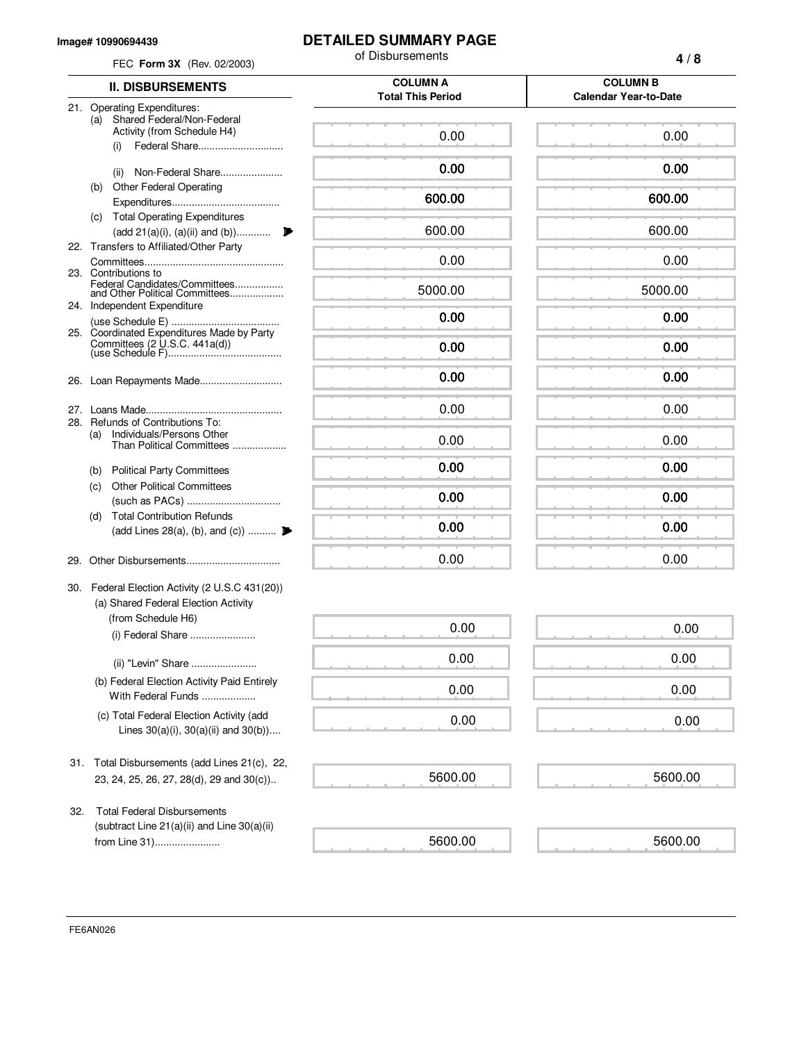Image# 10990694439

# DETAILED SUMMARY PAGE

of Disbursements

FEC **Form 3X** (Rev. 02/2003)

| II. DISBURSEMENTS | COLUMN A Total This Period | COLUMN B Calendar Year-to-Date |
|---|---|---|
| 21. Operating Expenditures: | | |
| (a) Shared Federal/Non-Federal Activity (from Schedule H4) | | |
| (i) Federal Share | 0.00 | 0.00 |
| (ii) Non-Federal Share | 0.00 | 0.00 |
| (b) Other Federal Operating Expenditures | 600.00 | 600.00 |
| (c) Total Operating Expenditures (add 21(a)(i), (a)(ii) and (b)) | 600.00 | 600.00 |
| 22. Transfers to Affiliated/Other Party Committees | 0.00 | 0.00 |
| 23. Contributions to Federal Candidates/Committees and Other Political Committees | 5000.00 | 5000.00 |
| 24. Independent Expenditure (use Schedule E) | 0.00 | 0.00 |
| 25. Coordinated Expenditures Made by Party Committees (2 U.S.C. 441a(d)) (use Schedule F) | 0.00 | 0.00 |
| 26. Loan Repayments Made | 0.00 | 0.00 |
| 27. Loans Made | 0.00 | 0.00 |
| 28. Refunds of Contributions To: | | |
| (a) Individuals/Persons Other Than Political Committees | 0.00 | 0.00 |
| (b) Political Party Committees | 0.00 | 0.00 |
| (c) Other Political Committees (such as PACs) | 0.00 | 0.00 |
| (d) Total Contribution Refunds (add Lines 28(a), (b), and (c)) | 0.00 | 0.00 |
| 29. Other Disbursements | 0.00 | 0.00 |
| 30. Federal Election Activity (2 U.S.C 431(20)) | | |
| (a) Shared Federal Election Activity (from Schedule H6) | | |
| (i) Federal Share | 0.00 | 0.00 |
| (ii) "Levin" Share | 0.00 | 0.00 |
| (b) Federal Election Activity Paid Entirely With Federal Funds | 0.00 | 0.00 |
| (c) Total Federal Election Activity (add Lines 30(a)(i), 30(a)(ii) and 30(b)) | 0.00 | 0.00 |
| 31. Total Disbursements (add Lines 21(c), 22, 23, 24, 25, 26, 27, 28(d), 29 and 30(c)) | 5600.00 | 5600.00 |
| 32. Total Federal Disbursements (subtract Line 21(a)(ii) and Line 30(a)(ii) from Line 31) | 5600.00 | 5600.00 |

FE6AN026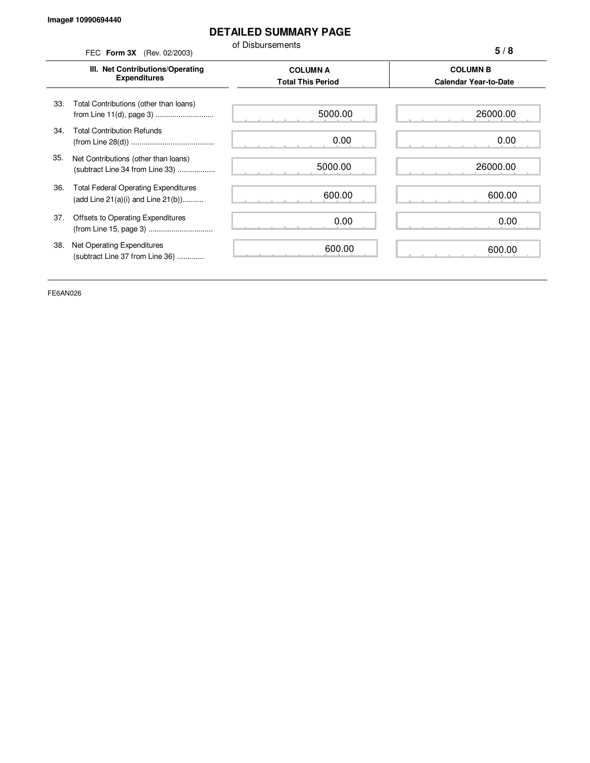Image# 10990694440

# DETAILED SUMMARY PAGE

of Disbursements

FEC **Form 3X** (Rev. 02/2003)

| III. Net Contributions/Operating Expenditures | COLUMN A Total This Period | COLUMN B Calendar Year-to-Date |
|---|---|---|
| 33. Total Contributions (other than loans) from Line 11(d), page 3 ............................ | 5000.00 | 26000.00 |
| 34. Total Contribution Refunds (from Line 28(d)) ........................................ | 0.00 | 0.00 |
| 35. Net Contributions (other than loans) (subtract Line 34 from Line 33) .................. | 5000.00 | 26000.00 |
| 36. Total Federal Operating Expenditures (add Line 21(a)(i) and Line 21(b)).......... | 600.00 | 600.00 |
| 37. Offsets to Operating Expenditures (from Line 15, page 3) ............................... | 0.00 | 0.00 |
| 38. Net Operating Expenditures (subtract Line 37 from Line 36) ............ | 600.00 | 600.00 |

FE6AN026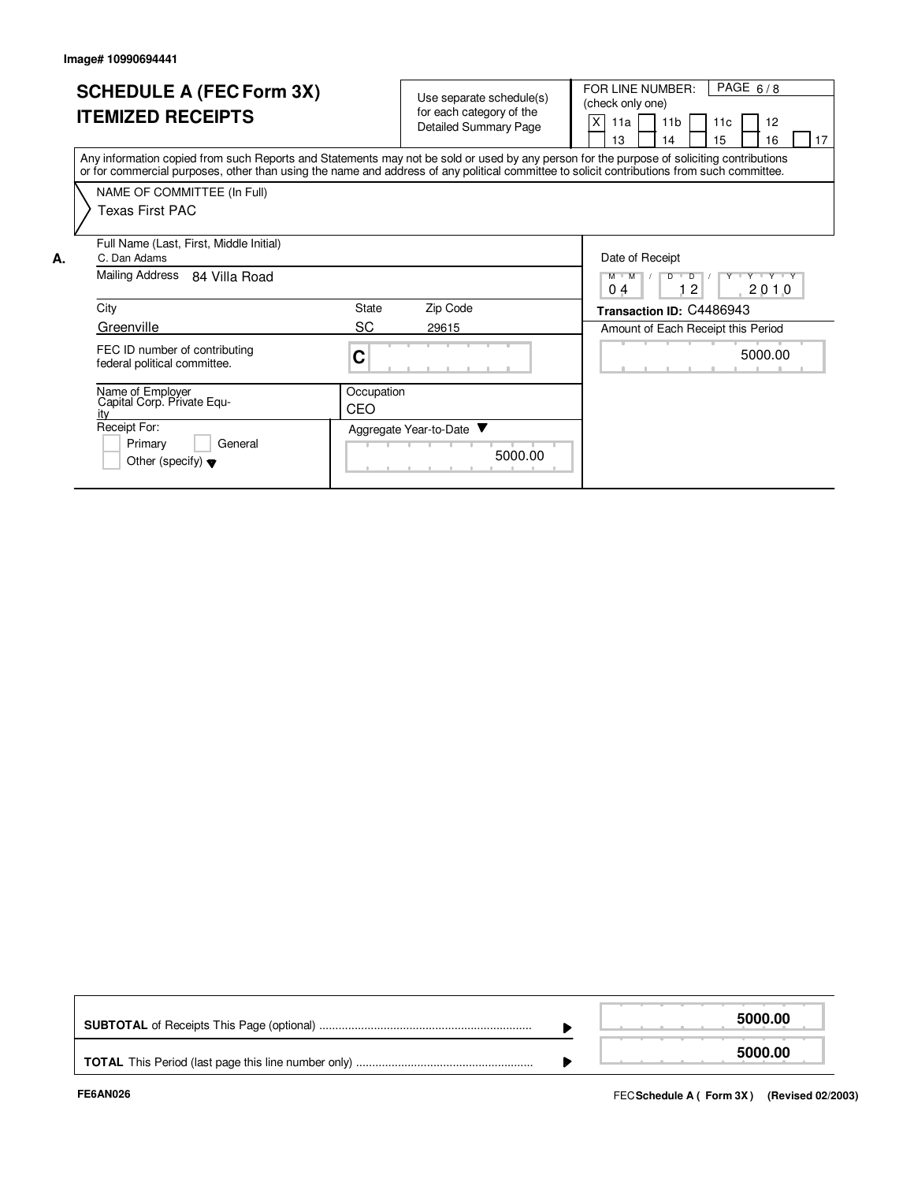Image# 10990694441

# SCHEDULE A (FEC Form 3X)
# ITEMIZED RECEIPTS

Use separate schedule(s) for each category of the Detailed Summary Page

FOR LINE NUMBER: (check only one)

[X] 11a [ ] 11b [ ] 11c [ ] 12 [ ] 13 [ ] 14 [ ] 15 [ ] 16 [ ] 17

Any information copied from such Reports and Statements may not be sold or used by any person for the purpose of soliciting contributions or for commercial purposes, other than using the name and address of any political committee to solicit contributions from such committee.

NAME OF COMMITTEE (In Full)
Texas First PAC

**A.**

| Field | Value |
|---|---|
| Full Name (Last, First, Middle Initial) | C. Dan Adams |
| Mailing Address | 84 Villa Road |
| City | Greenville |
| State | SC |
| Zip Code | 29615 |
| FEC ID number of contributing federal political committee. | C |
| Name of Employer | Capital Corp. Private Equity |
| Occupation | CEO |
| Receipt For: | [ ] Primary [ ] General [ ] Other (specify) |
| Aggregate Year-to-Date | 5000.00 |
| Date of Receipt | 04 / 12 / 2010 |
| Transaction ID | C4486943 |
| Amount of Each Receipt this Period | 5000.00 |

| | |
|---|---|
| **SUBTOTAL** of Receipts This Page (optional) | **5000.00** |
| **TOTAL** This Period (last page this line number only) | **5000.00** |

FE6AN026

FEC **Schedule A ( Form 3X )** (Revised 02/2003)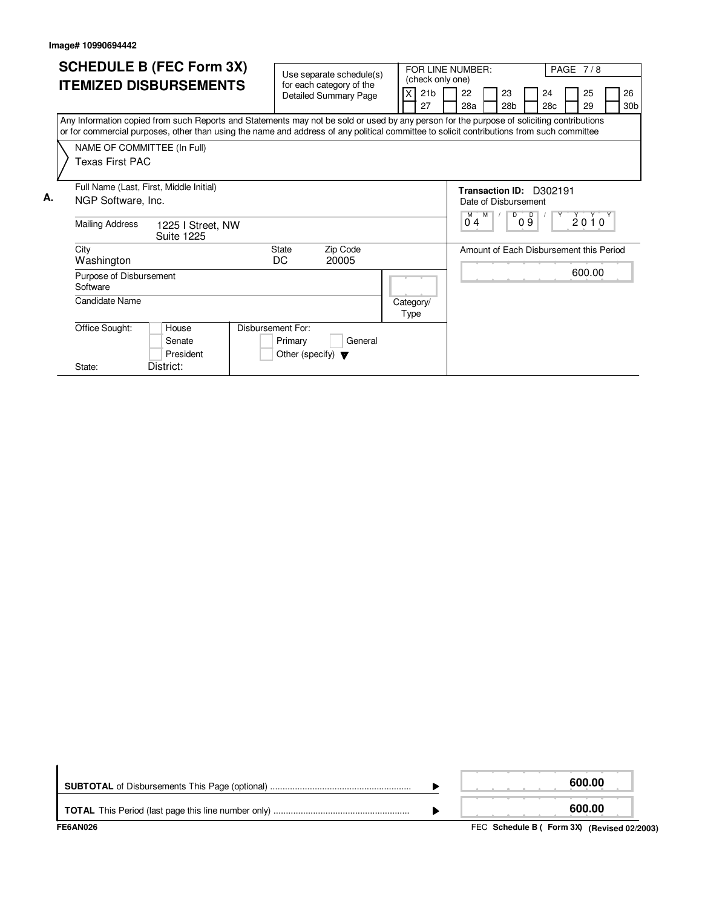Image# 10990694442

# SCHEDULE B (FEC Form 3X)
# ITEMIZED DISBURSEMENTS

Use separate schedule(s) for each category of the Detailed Summary Page

FOR LINE NUMBER: (check only one)

| | | | | | | | | | | | |
|---|---|---|---|---|---|---|---|---|---|---|---|
| X | 21b | | 22 | | 23 | | 24 | | 25 | | 26 |
| | 27 | | 28a | | 28b | | 28c | | 29 | | 30b |

Any Information copied from such Reports and Statements may not be sold or used by any person for the purpose of soliciting contributions or for commercial purposes, other than using the name and address of any political committee to solicit contributions from such committee

NAME OF COMMITTEE (In Full)
Texas First PAC

**A.**

Full Name (Last, First, Middle Initial)
NGP Software, Inc.

Mailing Address: 1225 I Street, NW, Suite 1225

City: Washington | State: DC | Zip Code: 20005

Purpose of Disbursement: Software

Candidate Name:

Category/Type:

Office Sought: House / Senate / President

State: District:

Disbursement For: Primary / General / Other (specify)

**Transaction ID:** D302191

Date of Disbursement: 04 / 09 / 2010

Amount of Each Disbursement this Period: 600.00

**SUBTOTAL** of Disbursements This Page (optional) ........ 600.00

**TOTAL** This Period (last page this line number only) ........ 600.00

FE6AN026

FEC **Schedule B ( Form 3X) (Revised 02/2003)**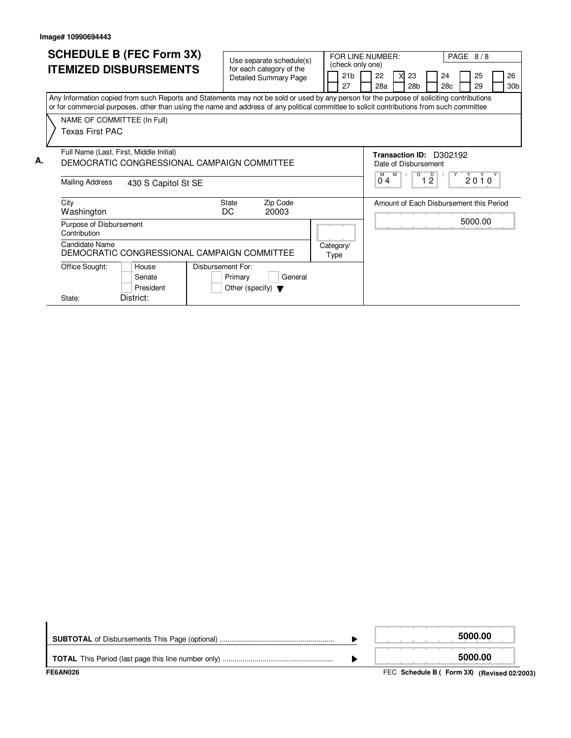Image# 10990694443

# SCHEDULE B (FEC Form 3X) ITEMIZED DISBURSEMENTS

Use separate schedule(s) for each category of the Detailed Summary Page

FOR LINE NUMBER: (check only one)

| | | | | | | |
|---|---|---|---|---|---|---|
| [ ] 21b | [ ] 22 | [X] 23 | [ ] 24 | [ ] 25 | [ ] 26 |
| [ ] 27 | [ ] 28a | [ ] 28b | [ ] 28c | [ ] 29 | [ ] 30b |

PAGE 8 / 8

Any Information copied from such Reports and Statements may not be sold or used by any person for the purpose of soliciting contributions or for commercial purposes, other than using the name and address of any political committee to solicit contributions from such committee

NAME OF COMMITTEE (In Full)
Texas First PAC

**A.**

Full Name (Last, First, Middle Initial)
DEMOCRATIC CONGRESSIONAL CAMPAIGN COMMITTEE

Mailing Address 430 S Capitol St SE

City: Washington
State: DC
Zip Code: 20003

Purpose of Disbursement
Contribution

Candidate Name
DEMOCRATIC CONGRESSIONAL CAMPAIGN COMMITTEE

Category/Type

Office Sought: [ ] House [ ] Senate [ ] President
State: District:

Disbursement For: [ ] Primary [ ] General [ ] Other (specify)

**Transaction ID:** D302192
Date of Disbursement: 04 / 12 / 2010

Amount of Each Disbursement this Period: 5000.00

**SUBTOTAL** of Disbursements This Page (optional) ........ **5000.00**

**TOTAL** This Period (last page this line number only) ........ **5000.00**

FE6AN026

FEC **Schedule B ( Form 3X) (Revised 02/2003)**